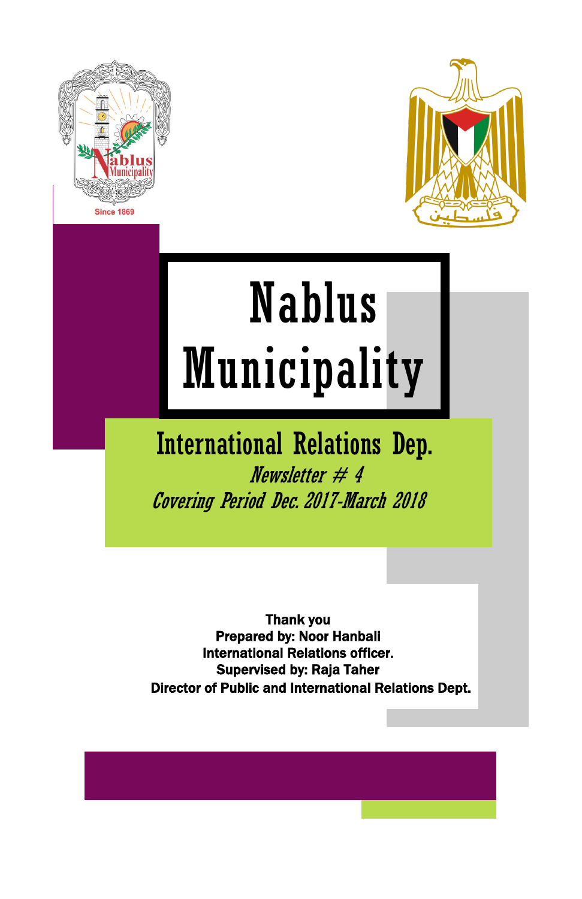# Nablus Municipality

## International Relations Dep.

*Newsletter # 4*

*Covering Period Dec. 2017-March 2018*

**Thank you**
**Prepared by: Noor Hanbali**
**International Relations officer.**
**Supervised by: Raja Taher**
**Director of Public and International Relations Dept.**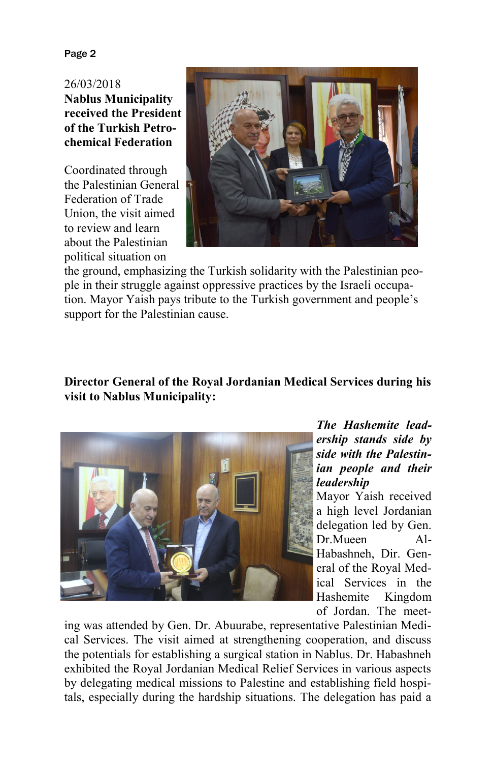26/03/2018

**Nablus Municipality received the President of the Turkish Petro-chemical Federation**

Coordinated through the Palestinian General Federation of Trade Union, the visit aimed to review and learn about the Palestinian political situation on the ground, emphasizing the Turkish solidarity with the Palestinian people in their struggle against oppressive practices by the Israeli occupation. Mayor Yaish pays tribute to the Turkish government and people's support for the Palestinian cause.

**Director General of the Royal Jordanian Medical Services during his visit to Nablus Municipality:**

***The Hashemite leadership stands side by side with the Palestinian people and their leadership***

Mayor Yaish received a high level Jordanian delegation led by Gen. Dr.Mueen Al-Habashneh, Dir. General of the Royal Medical Services in the Hashemite Kingdom of Jordan. The meeting was attended by Gen. Dr. Abuurabe, representative Palestinian Medical Services. The visit aimed at strengthening cooperation, and discuss the potentials for establishing a surgical station in Nablus. Dr. Habashneh exhibited the Royal Jordanian Medical Relief Services in various aspects by delegating medical missions to Palestine and establishing field hospitals, especially during the hardship situations. The delegation has paid a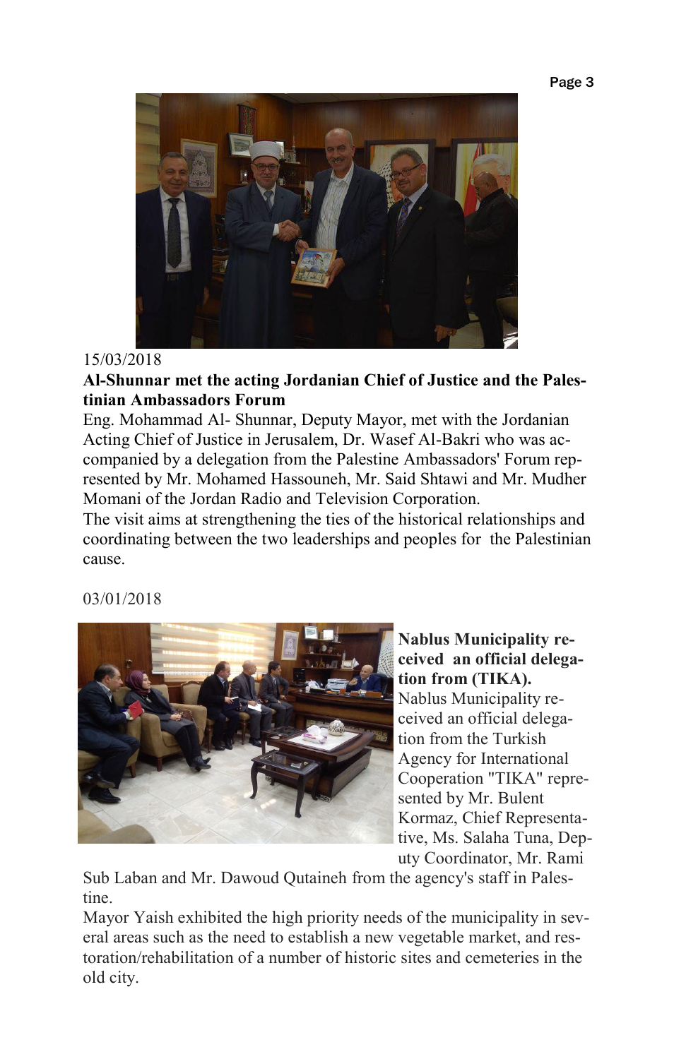15/03/2018

**Al-Shunnar met the acting Jordanian Chief of Justice and the Palestinian Ambassadors Forum**

Eng. Mohammad Al- Shunnar, Deputy Mayor, met with the Jordanian Acting Chief of Justice in Jerusalem, Dr. Wasef Al-Bakri who was accompanied by a delegation from the Palestine Ambassadors' Forum represented by Mr. Mohamed Hassouneh, Mr. Said Shtawi and Mr. Mudher Momani of the Jordan Radio and Television Corporation.

The visit aims at strengthening the ties of the historical relationships and coordinating between the two leaderships and peoples for the Palestinian cause.

03/01/2018

**Nablus Municipality received an official delegation from (TIKA).**

Nablus Municipality received an official delegation from the Turkish Agency for International Cooperation "TIKA" represented by Mr. Bulent Kormaz, Chief Representative, Ms. Salaha Tuna, Deputy Coordinator, Mr. Rami Sub Laban and Mr. Dawoud Qutaineh from the agency's staff in Palestine.

Mayor Yaish exhibited the high priority needs of the municipality in several areas such as the need to establish a new vegetable market, and restoration/rehabilitation of a number of historic sites and cemeteries in the old city.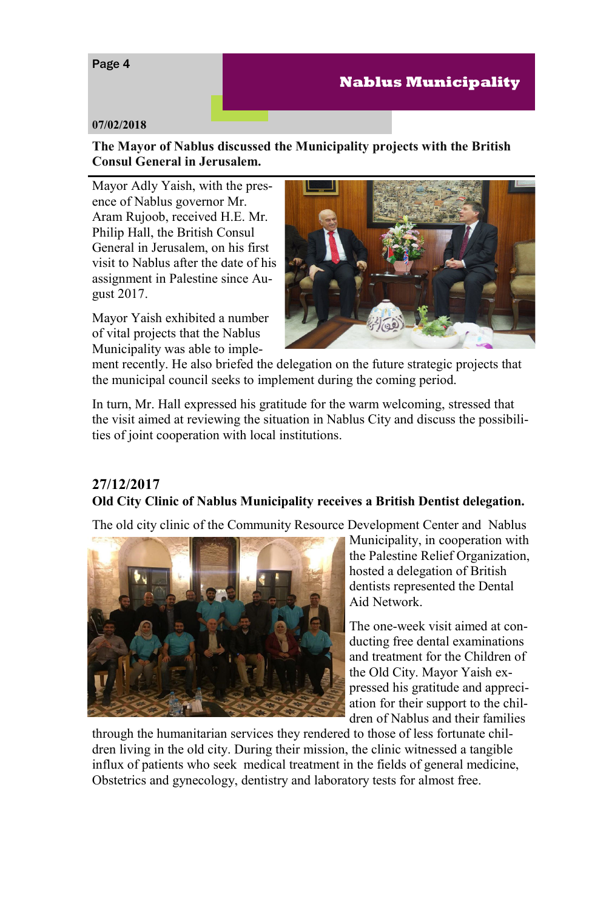**07/02/2018**

**The Mayor of Nablus discussed the Municipality projects with the British Consul General in Jerusalem.**

Mayor Adly Yaish, with the presence of Nablus governor Mr. Aram Rujoob, received H.E. Mr. Philip Hall, the British Consul General in Jerusalem, on his first visit to Nablus after the date of his assignment in Palestine since August 2017.

Mayor Yaish exhibited a number of vital projects that the Nablus Municipality was able to implement recently. He also briefed the delegation on the future strategic projects that the municipal council seeks to implement during the coming period.

In turn, Mr. Hall expressed his gratitude for the warm welcoming, stressed that the visit aimed at reviewing the situation in Nablus City and discuss the possibilities of joint cooperation with local institutions.

**27/12/2017**

**Old City Clinic of Nablus Municipality receives a British Dentist delegation.**

The old city clinic of the Community Resource Development Center and Nablus Municipality, in cooperation with the Palestine Relief Organization, hosted a delegation of British dentists represented the Dental Aid Network.

The one-week visit aimed at conducting free dental examinations and treatment for the Children of the Old City. Mayor Yaish expressed his gratitude and appreciation for their support to the children of Nablus and their families through the humanitarian services they rendered to those of less fortunate children living in the old city. During their mission, the clinic witnessed a tangible influx of patients who seek medical treatment in the fields of general medicine, Obstetrics and gynecology, dentistry and laboratory tests for almost free.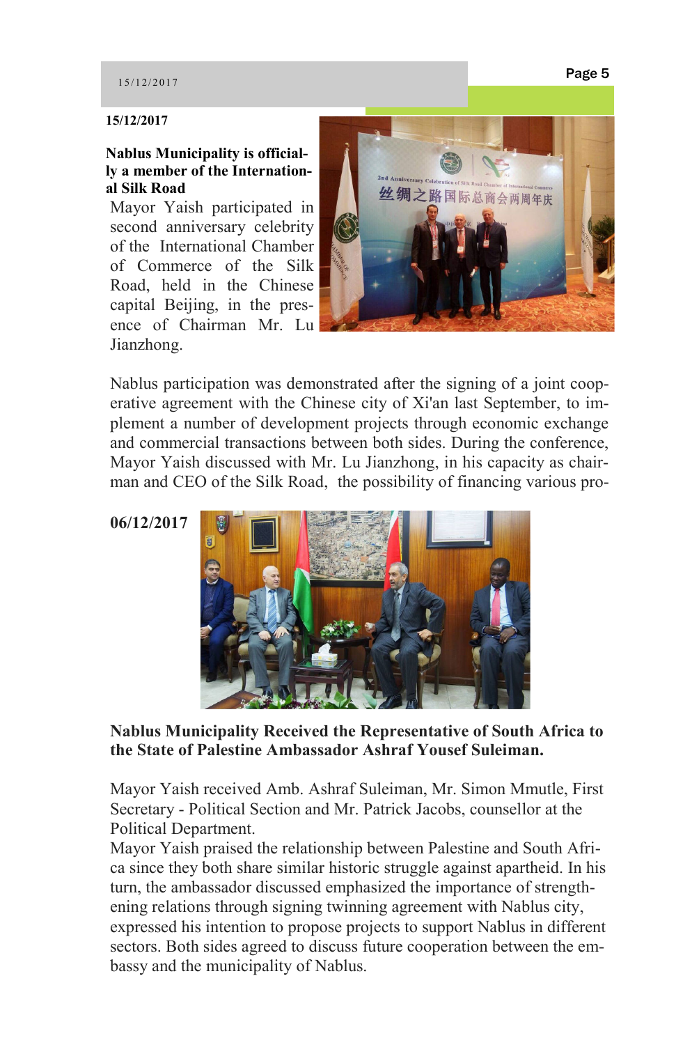15/12/2017

**Nablus Municipality is officially a member of the International Silk Road**

Mayor Yaish participated in second anniversary celebrity of the International Chamber of Commerce of the Silk Road, held in the Chinese capital Beijing, in the presence of Chairman Mr. Lu Jianzhong.

Nablus participation was demonstrated after the signing of a joint cooperative agreement with the Chinese city of Xi'an last September, to implement a number of development projects through economic exchange and commercial transactions between both sides. During the conference, Mayor Yaish discussed with Mr. Lu Jianzhong, in his capacity as chairman and CEO of the Silk Road, the possibility of financing various pro-

06/12/2017

**Nablus Municipality Received the Representative of South Africa to the State of Palestine Ambassador Ashraf Yousef Suleiman.**

Mayor Yaish received Amb. Ashraf Suleiman, Mr. Simon Mmutle, First Secretary - Political Section and Mr. Patrick Jacobs, counsellor at the Political Department.

Mayor Yaish praised the relationship between Palestine and South Africa since they both share similar historic struggle against apartheid. In his turn, the ambassador discussed emphasized the importance of strengthening relations through signing twinning agreement with Nablus city, expressed his intention to propose projects to support Nablus in different sectors. Both sides agreed to discuss future cooperation between the embassy and the municipality of Nablus.